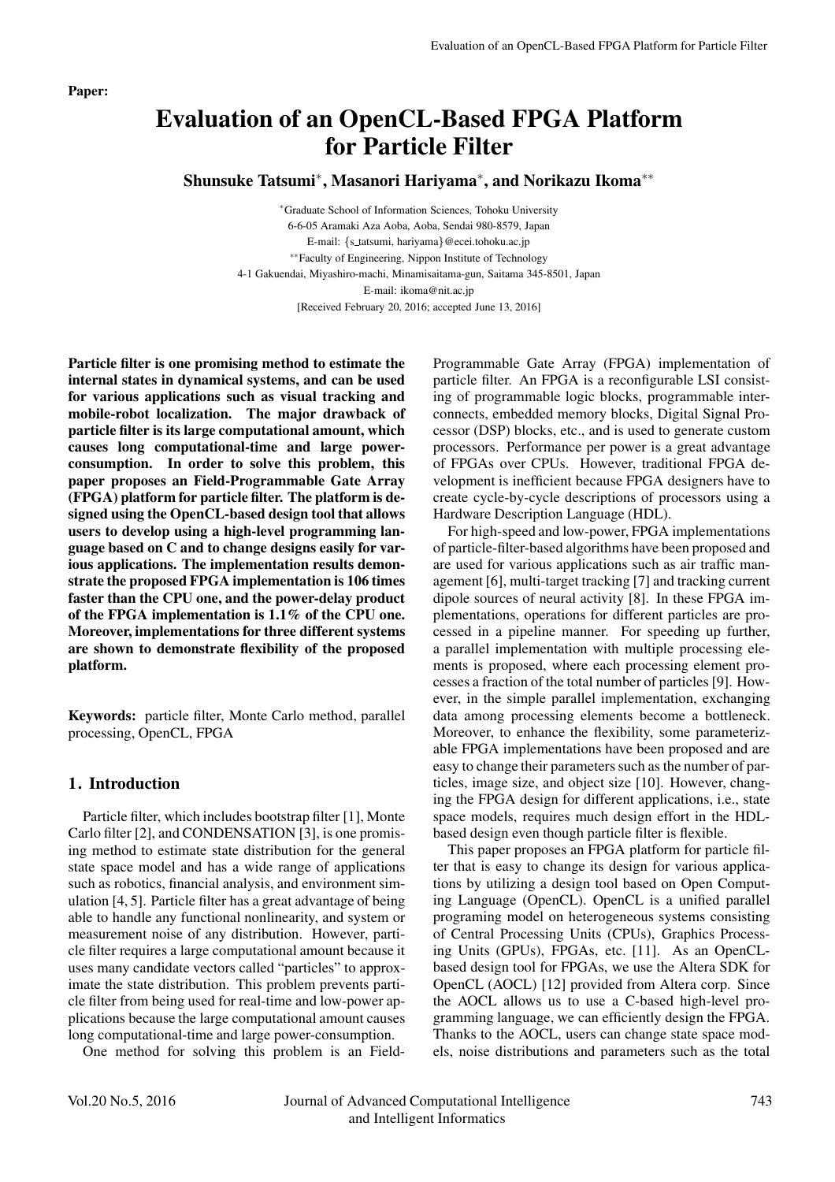Paper:

# Evaluation of an OpenCL-Based FPGA Platform for Particle Filter

**Shunsuke Tatsumi\*, Masanori Hariyama\*, and Norikazu Ikoma\*\***

\*Graduate School of Information Sciences, Tohoku University
6-6-05 Aramaki Aza Aoba, Aoba, Sendai 980-8579, Japan
E-mail: {s_tatsumi, hariyama}@ecei.tohoku.ac.jp
\*\*Faculty of Engineering, Nippon Institute of Technology
4-1 Gakuendai, Miyashiro-machi, Minamisaitama-gun, Saitama 345-8501, Japan
E-mail: ikoma@nit.ac.jp
[Received February 20, 2016; accepted June 13, 2016]

**Particle filter is one promising method to estimate the internal states in dynamical systems, and can be used for various applications such as visual tracking and mobile-robot localization. The major drawback of particle filter is its large computational amount, which causes long computational-time and large power-consumption. In order to solve this problem, this paper proposes an Field-Programmable Gate Array (FPGA) platform for particle filter. The platform is designed using the OpenCL-based design tool that allows users to develop using a high-level programming language based on C and to change designs easily for various applications. The implementation results demonstrate the proposed FPGA implementation is 106 times faster than the CPU one, and the power-delay product of the FPGA implementation is 1.1% of the CPU one. Moreover, implementations for three different systems are shown to demonstrate flexibility of the proposed platform.**

**Keywords:** particle filter, Monte Carlo method, parallel processing, OpenCL, FPGA

## 1. Introduction

Particle filter, which includes bootstrap filter [1], Monte Carlo filter [2], and CONDENSATION [3], is one promising method to estimate state distribution for the general state space model and has a wide range of applications such as robotics, financial analysis, and environment simulation [4, 5]. Particle filter has a great advantage of being able to handle any functional nonlinearity, and system or measurement noise of any distribution. However, particle filter requires a large computational amount because it uses many candidate vectors called "particles" to approximate the state distribution. This problem prevents particle filter from being used for real-time and low-power applications because the large computational amount causes long computational-time and large power-consumption.

One method for solving this problem is an Field-Programmable Gate Array (FPGA) implementation of particle filter. An FPGA is a reconfigurable LSI consisting of programmable logic blocks, programmable interconnects, embedded memory blocks, Digital Signal Processor (DSP) blocks, etc., and is used to generate custom processors. Performance per power is a great advantage of FPGAs over CPUs. However, traditional FPGA development is inefficient because FPGA designers have to create cycle-by-cycle descriptions of processors using a Hardware Description Language (HDL).

For high-speed and low-power, FPGA implementations of particle-filter-based algorithms have been proposed and are used for various applications such as air traffic management [6], multi-target tracking [7] and tracking current dipole sources of neural activity [8]. In these FPGA implementations, operations for different particles are processed in a pipeline manner. For speeding up further, a parallel implementation with multiple processing elements is proposed, where each processing element processes a fraction of the total number of particles [9]. However, in the simple parallel implementation, exchanging data among processing elements become a bottleneck. Moreover, to enhance the flexibility, some parameterizable FPGA implementations have been proposed and are easy to change their parameters such as the number of particles, image size, and object size [10]. However, changing the FPGA design for different applications, i.e., state space models, requires much design effort in the HDL-based design even though particle filter is flexible.

This paper proposes an FPGA platform for particle filter that is easy to change its design for various applications by utilizing a design tool based on Open Computing Language (OpenCL). OpenCL is a unified parallel programing model on heterogeneous systems consisting of Central Processing Units (CPUs), Graphics Processing Units (GPUs), FPGAs, etc. [11]. As an OpenCL-based design tool for FPGAs, we use the Altera SDK for OpenCL (AOCL) [12] provided from Altera corp. Since the AOCL allows us to use a C-based high-level programming language, we can efficiently design the FPGA. Thanks to the AOCL, users can change state space models, noise distributions and parameters such as the total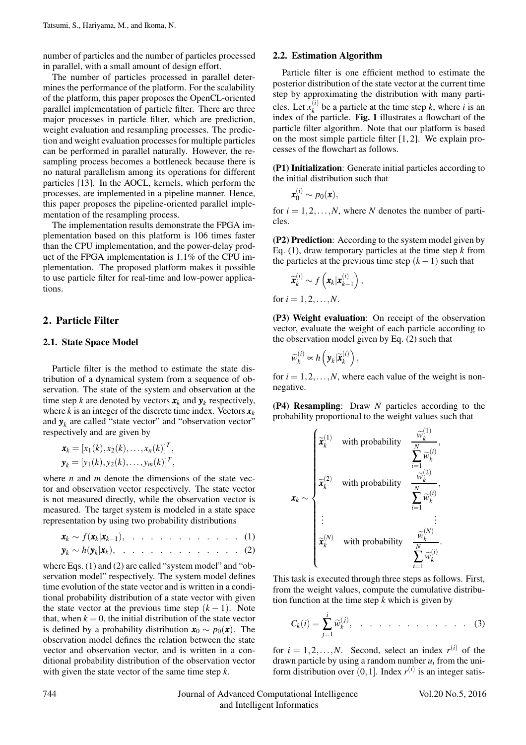number of particles and the number of particles processed in parallel, with a small amount of design effort.

The number of particles processed in parallel determines the performance of the platform. For the scalability of the platform, this paper proposes the OpenCL-oriented parallel implementation of particle filter. There are three major processes in particle filter, which are prediction, weight evaluation and resampling processes. The prediction and weight evaluation processes for multiple particles can be performed in parallel naturally. However, the resampling process becomes a bottleneck because there is no natural parallelism among its operations for different particles [13]. In the AOCL, kernels, which perform the processes, are implemented in a pipeline manner. Hence, this paper proposes the pipeline-oriented parallel implementation of the resampling process.

The implementation results demonstrate the FPGA implementation based on this platform is 106 times faster than the CPU implementation, and the power-delay product of the FPGA implementation is 1.1% of the CPU implementation. The proposed platform makes it possible to use particle filter for real-time and low-power applications.

## 2. Particle Filter

### 2.1. State Space Model

Particle filter is the method to estimate the state distribution of a dynamical system from a sequence of observation. The state of the system and observation at the time step $k$ are denoted by vectors $\boldsymbol{x}_k$ and $\boldsymbol{y}_k$ respectively, where $k$ is an integer of the discrete time index. Vectors $\boldsymbol{x}_k$ and $\boldsymbol{y}_k$ are called "state vector" and "observation vector" respectively and are given by

$$\boldsymbol{x}_k = [x_1(k), x_2(k), \ldots, x_n(k)]^T,$$
$$\boldsymbol{y}_k = [y_1(k), y_2(k), \ldots, y_m(k)]^T,$$

where $n$ and $m$ denote the dimensions of the state vector and observation vector respectively. The state vector is not measured directly, while the observation vector is measured. The target system is modeled in a state space representation by using two probability distributions

$$\boldsymbol{x}_k \sim f(\boldsymbol{x}_k|\boldsymbol{x}_{k-1}), \quad \text{(1)}$$
$$\boldsymbol{y}_k \sim h(\boldsymbol{y}_k|\boldsymbol{x}_k), \quad \text{(2)}$$

where Eqs. (1) and (2) are called "system model" and "observation model" respectively. The system model defines time evolution of the state vector and is written in a conditional probability distribution of a state vector with given the state vector at the previous time step $(k-1)$. Note that, when $k = 0$, the initial distribution of the state vector is defined by a probability distribution $\boldsymbol{x}_0 \sim p_0(\boldsymbol{x})$. The observation model defines the relation between the state vector and observation vector, and is written in a conditional probability distribution of the observation vector with given the state vector of the same time step $k$.

### 2.2. Estimation Algorithm

Particle filter is one efficient method to estimate the posterior distribution of the state vector at the current time step by approximating the distribution with many particles. Let $x_k^{(i)}$ be a particle at the time step $k$, where $i$ is an index of the particle. **Fig. 1** illustrates a flowchart of the particle filter algorithm. Note that our platform is based on the most simple particle filter [1, 2]. We explain processes of the flowchart as follows.

**(P1) Initialization**: Generate initial particles according to the initial distribution such that

$$\boldsymbol{x}_0^{(i)} \sim p_0(\boldsymbol{x}),$$

for $i = 1, 2, \ldots, N$, where $N$ denotes the number of particles.

**(P2) Prediction**: According to the system model given by Eq. (1), draw temporary particles at the time step $k$ from the particles at the previous time step $(k-1)$ such that

$$\widetilde{\boldsymbol{x}}_k^{(i)} \sim f\left(\boldsymbol{x}_k|\boldsymbol{x}_{k-1}^{(i)}\right),$$

for $i = 1, 2, \ldots, N$.

**(P3) Weight evaluation**: On receipt of the observation vector, evaluate the weight of each particle according to the observation model given by Eq. (2) such that

$$\widetilde{w}_k^{(i)} \propto h\left(\boldsymbol{y}_k|\widetilde{\boldsymbol{x}}_k^{(i)}\right),$$

for $i = 1, 2, \ldots, N$, where each value of the weight is nonnegative.

**(P4) Resampling**: Draw $N$ particles according to the probability proportional to the weight values such that

$$\boldsymbol{x}_k \sim \begin{cases} \widetilde{\boldsymbol{x}}_k^{(1)} & \text{with probability} \quad \dfrac{\widetilde{w}_k^{(1)}}{\sum_{i=1}^{N} \widetilde{w}_k^{(i)}}, \\ \widetilde{\boldsymbol{x}}_k^{(2)} & \text{with probability} \quad \dfrac{\widetilde{w}_k^{(2)}}{\sum_{i=1}^{N} \widetilde{w}_k^{(i)}}, \\ \vdots & \qquad\qquad\qquad \vdots \\ \widetilde{\boldsymbol{x}}_k^{(N)} & \text{with probability} \quad \dfrac{\widetilde{w}_k^{(N)}}{\sum_{i=1}^{N} \widetilde{w}_k^{(i)}}. \end{cases}$$

This task is executed through three steps as follows. First, from the weight values, compute the cumulative distribution function at the time step $k$ which is given by

$$C_k(i) = \sum_{j=1}^{i} \widetilde{w}_k^{(j)}, \quad \text{(3)}$$

for $i = 1, 2, \ldots, N$. Second, select an index $r^{(i)}$ of the drawn particle by using a random number $u_i$ from the uniform distribution over $(0, 1]$. Index $r^{(i)}$ is an integer satis-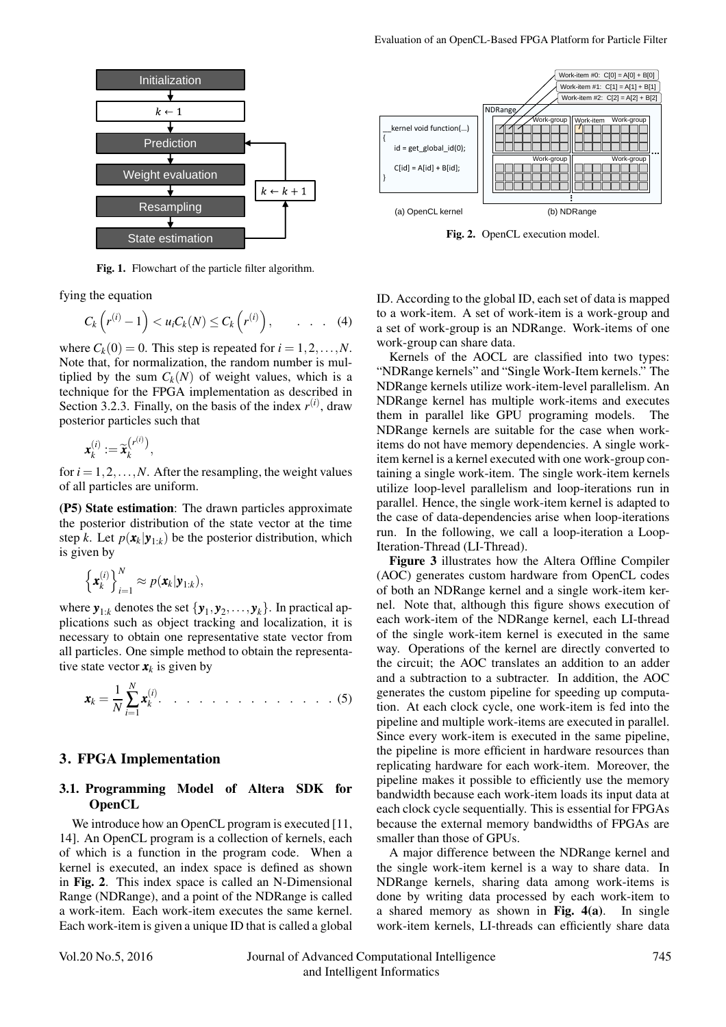Fig. 1. Flowchart of the particle filter algorithm.

Fig. 2. OpenCL execution model.

fying the equation

$$C_k\left(r^{(i)}-1\right) < u_i C_k(N) \leq C_k\left(r^{(i)}\right), \quad . \quad . \quad . \quad (4)$$

where $C_k(0) = 0$. This step is repeated for $i = 1, 2, \ldots, N$. Note that, for normalization, the random number is multiplied by the sum $C_k(N)$ of weight values, which is a technique for the FPGA implementation as described in Section 3.2.3. Finally, on the basis of the index $r^{(i)}$, draw posterior particles such that

$$\boldsymbol{x}_k^{(i)} := \widetilde{\boldsymbol{x}}_k^{\left(r^{(i)}\right)},$$

for $i = 1, 2, \ldots, N$. After the resampling, the weight values of all particles are uniform.

**(P5) State estimation**: The drawn particles approximate the posterior distribution of the state vector at the time step $k$. Let $p(\boldsymbol{x}_k|\boldsymbol{y}_{1:k})$ be the posterior distribution, which is given by

$$\left\{\boldsymbol{x}_k^{(i)}\right\}_{i=1}^{N} \approx p(\boldsymbol{x}_k|\boldsymbol{y}_{1:k}),$$

where $\boldsymbol{y}_{1:k}$ denotes the set $\{\boldsymbol{y}_1, \boldsymbol{y}_2, \ldots, \boldsymbol{y}_k\}$. In practical applications such as object tracking and localization, it is necessary to obtain one representative state vector from all particles. One simple method to obtain the representative state vector $\boldsymbol{x}_k$ is given by

$$\boldsymbol{x}_k = \frac{1}{N}\sum_{i=1}^{N} \boldsymbol{x}_k^{(i)}. \quad . \quad . \quad . \quad . \quad . \quad . \quad . \quad . \quad . \quad . \quad . \quad . \quad . \quad . \quad (5)$$

## 3. FPGA Implementation

### 3.1. Programming Model of Altera SDK for OpenCL

We introduce how an OpenCL program is executed [11, 14]. An OpenCL program is a collection of kernels, each of which is a function in the program code. When a kernel is executed, an index space is defined as shown in **Fig. 2**. This index space is called an N-Dimensional Range (NDRange), and a point of the NDRange is called a work-item. Each work-item executes the same kernel. Each work-item is given a unique ID that is called a global ID. According to the global ID, each set of data is mapped to a work-item. A set of work-item is a work-group and a set of work-group is an NDRange. Work-items of one work-group can share data.

Kernels of the AOCL are classified into two types: "NDRange kernels" and "Single Work-Item kernels." The NDRange kernels utilize work-item-level parallelism. An NDRange kernel has multiple work-items and executes them in parallel like GPU programing models. The NDRange kernels are suitable for the case when work-items do not have memory dependencies. A single work-item kernel is a kernel executed with one work-group containing a single work-item. The single work-item kernels utilize loop-level parallelism and loop-iterations run in parallel. Hence, the single work-item kernel is adapted to the case of data-dependencies arise when loop-iterations run. In the following, we call a loop-iteration a Loop-Iteration-Thread (LI-Thread).

**Figure 3** illustrates how the Altera Offline Compiler (AOC) generates custom hardware from OpenCL codes of both an NDRange kernel and a single work-item kernel. Note that, although this figure shows execution of each work-item of the NDRange kernel, each LI-thread of the single work-item kernel is executed in the same way. Operations of the kernel are directly converted to the circuit; the AOC translates an addition to an adder and a subtraction to a subtracter. In addition, the AOC generates the custom pipeline for speeding up computation. At each clock cycle, one work-item is fed into the pipeline and multiple work-items are executed in parallel. Since every work-item is executed in the same pipeline, the pipeline is more efficient in hardware resources than replicating hardware for each work-item. Moreover, the pipeline makes it possible to efficiently use the memory bandwidth because each work-item loads its input data at each clock cycle sequentially. This is essential for FPGAs because the external memory bandwidths of FPGAs are smaller than those of GPUs.

A major difference between the NDRange kernel and the single work-item kernel is a way to share data. In NDRange kernels, sharing data among work-items is done by writing data processed by each work-item to a shared memory as shown in **Fig. 4(a)**. In single work-item kernels, LI-threads can efficiently share data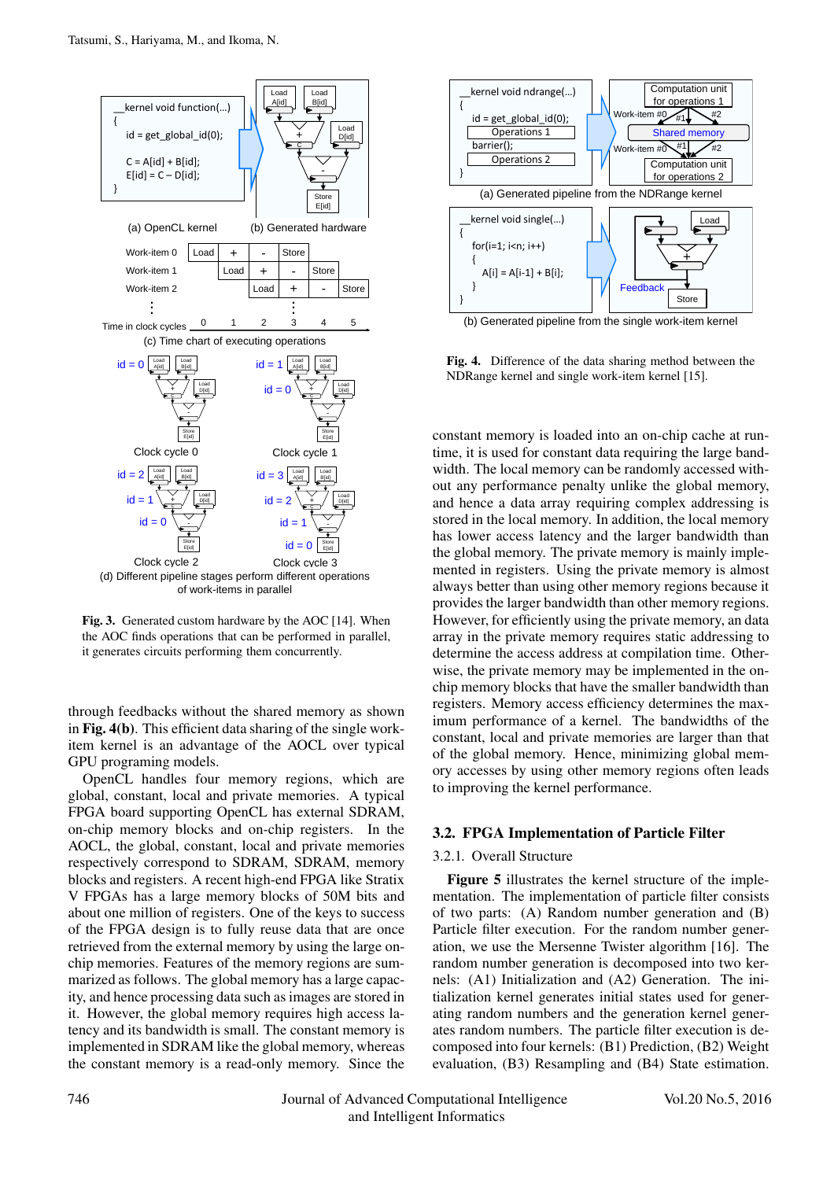```
__kernel void function(...)
{
    id = get_global_id(0);

    C = A[id] + B[id];
    E[id] = C – D[id];
}
```

(a) OpenCL kernel

Load A[id]
Load B[id]
+
C
Load D[id]
-
Store E[id]

(b) Generated hardware

Work-item 0 Load + - Store
Work-item 1 Load + - Store
Work-item 2 Load + - Store
⋮
Time in clock cycles 0 1 2 3 4 5

(c) Time chart of executing operations

id = 0
Clock cycle 0

id = 1
id = 0
Clock cycle 1

id = 2
id = 1
id = 0
Clock cycle 2

id = 3
id = 2
id = 1
id = 0
Clock cycle 3

(d) Different pipeline stages perform different operations of work-items in parallel

**Fig. 3.** Generated custom hardware by the AOC [14]. When the AOC finds operations that can be performed in parallel, it generates circuits performing them concurrently.

```
__kernel void ndrange(...)
{
    id = get_global_id(0);
    Operations 1
    barrier();
    Operations 2
}
```

Computation unit for operations 1
Work-item #0 #1 #2
Shared memory
Work-item #0 #1 #2
Computation unit for operations 2

(a) Generated pipeline from the NDRange kernel

```
__kernel void single(...)
{
    for(i=1; i<n; i++)
    {
        A[i] = A[i-1] + B[i];
    }
}
```

Load
+
Feedback
Store

(b) Generated pipeline from the single work-item kernel

**Fig. 4.** Difference of the data sharing method between the NDRange kernel and single work-item kernel [15].

through feedbacks without the shared memory as shown in **Fig. 4(b)**. This efficient data sharing of the single work-item kernel is an advantage of the AOCL over typical GPU programing models.

OpenCL handles four memory regions, which are global, constant, local and private memories. A typical FPGA board supporting OpenCL has external SDRAM, on-chip memory blocks and on-chip registers. In the AOCL, the global, constant, local and private memories respectively correspond to SDRAM, SDRAM, memory blocks and registers. A recent high-end FPGA like Stratix V FPGAs has a large memory blocks of 50M bits and about one million of registers. One of the keys to success of the FPGA design is to fully reuse data that are once retrieved from the external memory by using the large on-chip memories. Features of the memory regions are summarized as follows. The global memory has a large capacity, and hence processing data such as images are stored in it. However, the global memory requires high access latency and its bandwidth is small. The constant memory is implemented in SDRAM like the global memory, whereas the constant memory is a read-only memory. Since the constant memory is loaded into an on-chip cache at runtime, it is used for constant data requiring the large bandwidth. The local memory can be randomly accessed without any performance penalty unlike the global memory, and hence a data array requiring complex addressing is stored in the local memory. In addition, the local memory has lower access latency and the larger bandwidth than the global memory. The private memory is mainly implemented in registers. Using the private memory is almost always better than using other memory regions because it provides the larger bandwidth than other memory regions. However, for efficiently using the private memory, an data array in the private memory requires static addressing to determine the access address at compilation time. Otherwise, the private memory may be implemented in the on-chip memory blocks that have the smaller bandwidth than registers. Memory access efficiency determines the maximum performance of a kernel. The bandwidths of the constant, local and private memories are larger than that of the global memory. Hence, minimizing global memory accesses by using other memory regions often leads to improving the kernel performance.

## 3.2. FPGA Implementation of Particle Filter

### 3.2.1. Overall Structure

**Figure 5** illustrates the kernel structure of the implementation. The implementation of particle filter consists of two parts: (A) Random number generation and (B) Particle filter execution. For the random number generation, we use the Mersenne Twister algorithm [16]. The random number generation is decomposed into two kernels: (A1) Initialization and (A2) Generation. The initialization kernel generates initial states used for generating random numbers and the generation kernel generates random numbers. The particle filter execution is decomposed into four kernels: (B1) Prediction, (B2) Weight evaluation, (B3) Resampling and (B4) State estimation.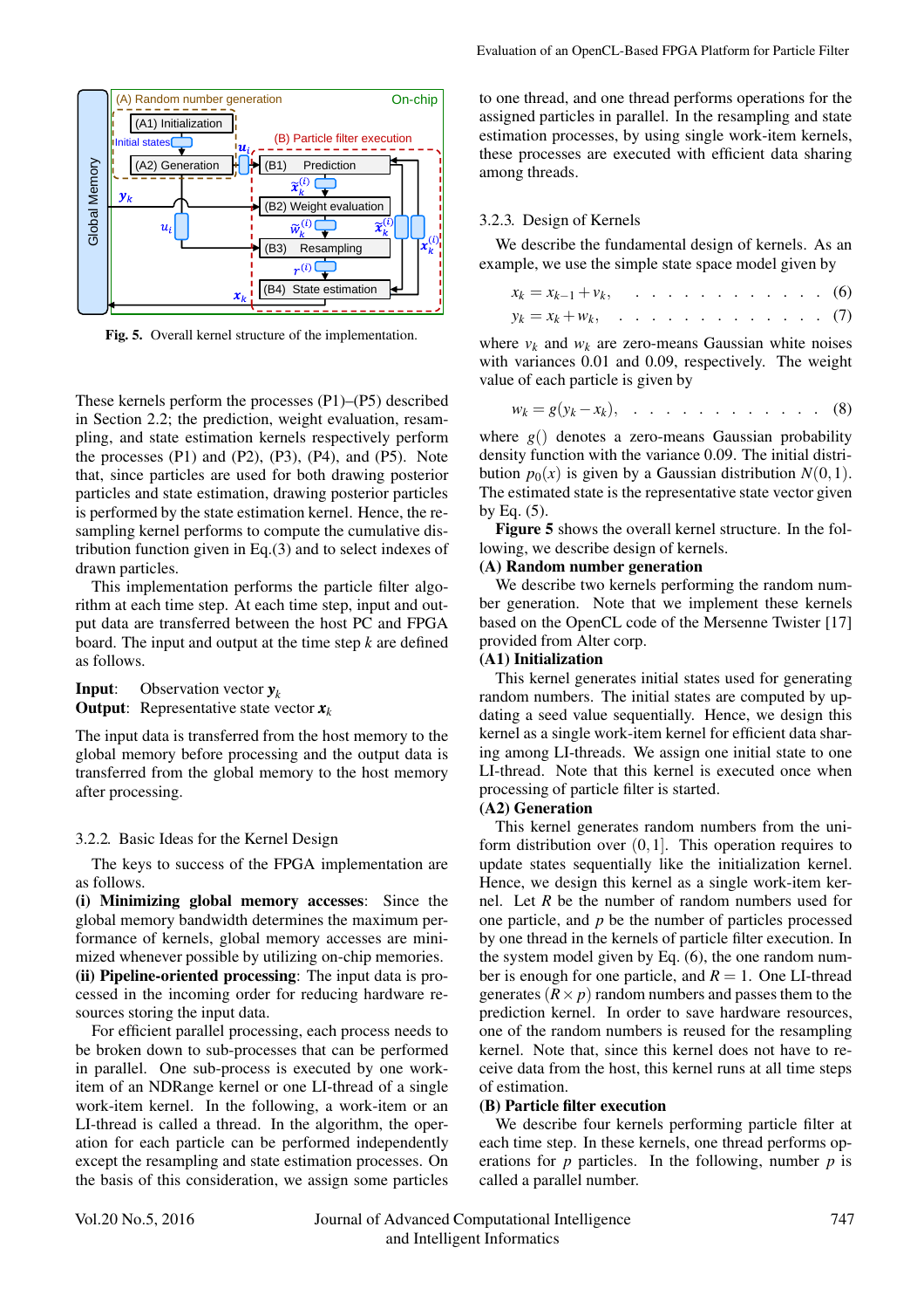(A) Random number generation

On-chip

(A1) Initialization

Initial states

(A2) Generation

$u_i$

(B) Particle filter execution

(B1) Prediction

$\tilde{x}_k^{(i)}$

(B2) Weight evaluation

$\tilde{w}_k^{(i)}$

$\tilde{x}_k^{(i)}$

(B3) Resampling

$r^{(i)}$

(B4) State estimation

$x_k^{(i)}$

$y_k$

$u_i$

$x_k$

Global Memory

**Fig. 5.** Overall kernel structure of the implementation.

These kernels perform the processes (P1)–(P5) described in Section 2.2; the prediction, weight evaluation, resampling, and state estimation kernels respectively perform the processes (P1) and (P2), (P3), (P4), and (P5). Note that, since particles are used for both drawing posterior particles and state estimation, drawing posterior particles is performed by the state estimation kernel. Hence, the resampling kernel performs to compute the cumulative distribution function given in Eq.(3) and to select indexes of drawn particles.

This implementation performs the particle filter algorithm at each time step. At each time step, input and output data are transferred between the host PC and FPGA board. The input and output at the time step $k$ are defined as follows.

**Input**: Observation vector $\boldsymbol{y}_k$
**Output**: Representative state vector $\boldsymbol{x}_k$

The input data is transferred from the host memory to the global memory before processing and the output data is transferred from the global memory to the host memory after processing.

### 3.2.2. Basic Ideas for the Kernel Design

The keys to success of the FPGA implementation are as follows.

**(i) Minimizing global memory accesses**: Since the global memory bandwidth determines the maximum performance of kernels, global memory accesses are minimized whenever possible by utilizing on-chip memories.
**(ii) Pipeline-oriented processing**: The input data is processed in the incoming order for reducing hardware resources storing the input data.

For efficient parallel processing, each process needs to be broken down to sub-processes that can be performed in parallel. One sub-process is executed by one work-item of an NDRange kernel or one LI-thread of a single work-item kernel. In the following, a work-item or an LI-thread is called a thread. In the algorithm, the operation for each particle can be performed independently except the resampling and state estimation processes. On the basis of this consideration, we assign some particles to one thread, and one thread performs operations for the assigned particles in parallel. In the resampling and state estimation processes, by using single work-item kernels, these processes are executed with efficient data sharing among threads.

### 3.2.3. Design of Kernels

We describe the fundamental design of kernels. As an example, we use the simple state space model given by

$$x_k = x_{k-1} + v_k, \quad \ldots\ldots\ldots\ldots (6)$$

$$y_k = x_k + w_k, \quad \ldots\ldots\ldots\ldots (7)$$

where $v_k$ and $w_k$ are zero-means Gaussian white noises with variances 0.01 and 0.09, respectively. The weight value of each particle is given by

$$w_k = g(y_k - x_k), \quad \ldots\ldots\ldots\ldots (8)$$

where $g()$ denotes a zero-means Gaussian probability density function with the variance 0.09. The initial distribution $p_0(x)$ is given by a Gaussian distribution $N(0,1)$. The estimated state is the representative state vector given by Eq. (5).

**Figure 5** shows the overall kernel structure. In the following, we describe design of kernels.

**(A) Random number generation**

We describe two kernels performing the random number generation. Note that we implement these kernels based on the OpenCL code of the Mersenne Twister [17] provided from Alter corp.

**(A1) Initialization**

This kernel generates initial states used for generating random numbers. The initial states are computed by updating a seed value sequentially. Hence, we design this kernel as a single work-item kernel for efficient data sharing among LI-threads. We assign one initial state to one LI-thread. Note that this kernel is executed once when processing of particle filter is started.

**(A2) Generation**

This kernel generates random numbers from the uniform distribution over $(0,1]$. This operation requires to update states sequentially like the initialization kernel. Hence, we design this kernel as a single work-item kernel. Let $R$ be the number of random numbers used for one particle, and $p$ be the number of particles processed by one thread in the kernels of particle filter execution. In the system model given by Eq. (6), the one random number is enough for one particle, and $R = 1$. One LI-thread generates $(R \times p)$ random numbers and passes them to the prediction kernel. In order to save hardware resources, one of the random numbers is reused for the resampling kernel. Note that, since this kernel does not have to receive data from the host, this kernel runs at all time steps of estimation.

**(B) Particle filter execution**

We describe four kernels performing particle filter at each time step. In these kernels, one thread performs operations for $p$ particles. In the following, number $p$ is called a parallel number.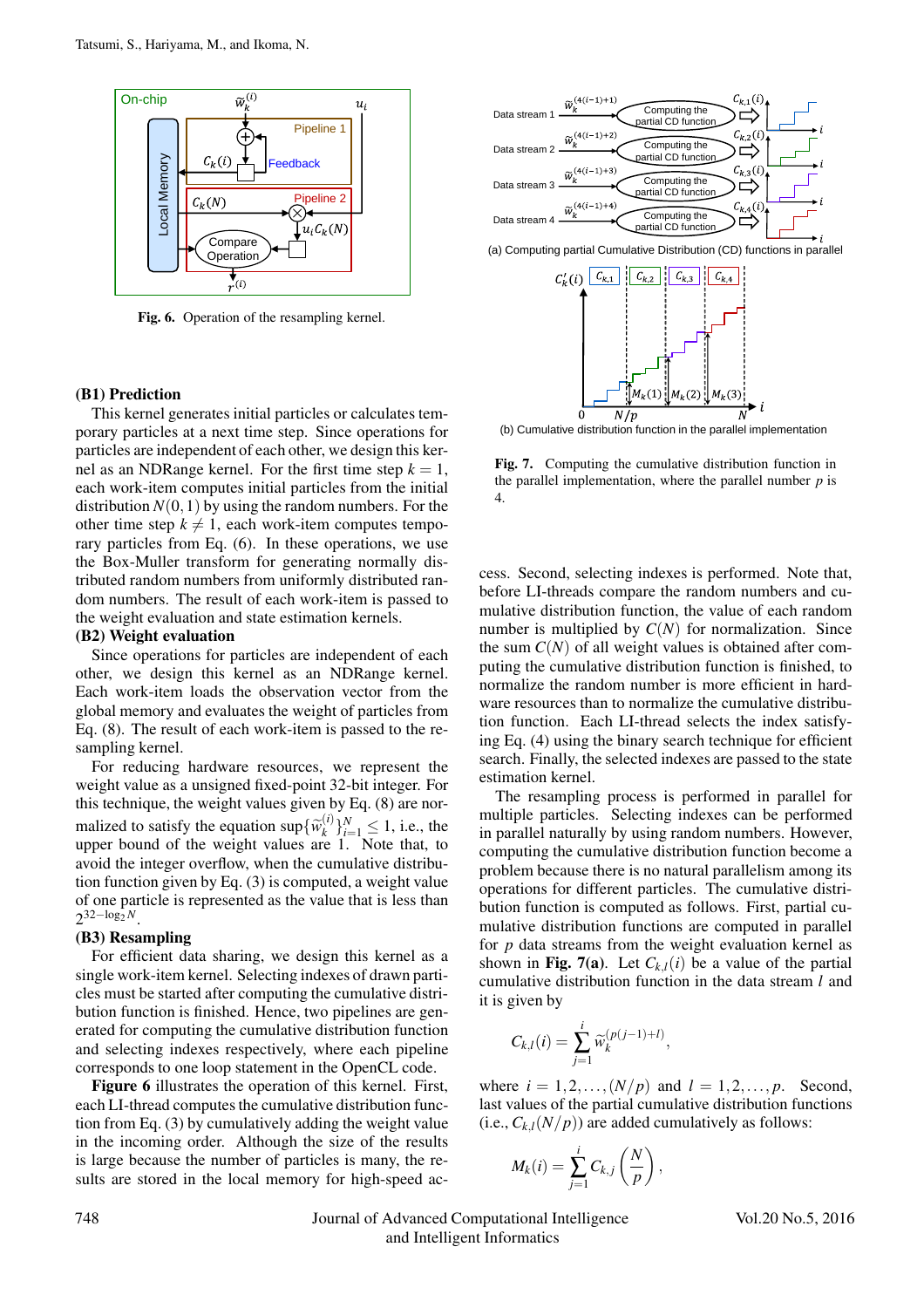On-chip

$\widetilde{w}_k^{(i)}$

$u_i$

Local Memory

Pipeline 1

$C_k(i)$

Feedback

$C_k(N)$

Pipeline 2

$u_i C_k(N)$

Compare Operation

$r^{(i)}$

**Fig. 6.** Operation of the resampling kernel.

Data stream 1 $\widetilde{w}_k^{(4(i-1)+1)}$ Computing the partial CD function $C_{k,1}(i)$ $i$

Data stream 2 $\widetilde{w}_k^{(4(i-1)+2)}$ Computing the partial CD function $C_{k,2}(i)$ $i$

Data stream 3 $\widetilde{w}_k^{(4(i-1)+3)}$ Computing the partial CD function $C_{k,3}(i)$ $i$

Data stream 4 $\widetilde{w}_k^{(4(i-1)+4)}$ Computing the partial CD function $C_{k,4}(i)$ $i$

(a) Computing partial Cumulative Distribution (CD) functions in parallel

$C'_k(i)$ $C_{k,1}$ $C_{k,2}$ $C_{k,3}$ $C_{k,4}$

$M_k(1)$ $M_k(2)$ $M_k(3)$

0 $N/p$ $N$ $i$

(b) Cumulative distribution function in the parallel implementation

**Fig. 7.** Computing the cumulative distribution function in the parallel implementation, where the parallel number $p$ is 4.

**(B1) Prediction**

This kernel generates initial particles or calculates temporary particles at a next time step. Since operations for particles are independent of each other, we design this kernel as an NDRange kernel. For the first time step $k = 1$, each work-item computes initial particles from the initial distribution $N(0,1)$ by using the random numbers. For the other time step $k \neq 1$, each work-item computes temporary particles from Eq. (6). In these operations, we use the Box-Muller transform for generating normally distributed random numbers from uniformly distributed random numbers. The result of each work-item is passed to the weight evaluation and state estimation kernels.

**(B2) Weight evaluation**

Since operations for particles are independent of each other, we design this kernel as an NDRange kernel. Each work-item loads the observation vector from the global memory and evaluates the weight of particles from Eq. (8). The result of each work-item is passed to the resampling kernel.

For reducing hardware resources, we represent the weight value as a unsigned fixed-point 32-bit integer. For this technique, the weight values given by Eq. (8) are normalized to satisfy the equation $\sup\{\widetilde{w}_k^{(i)}\}_{i=1}^N \leq 1$, i.e., the upper bound of the weight values are 1. Note that, to avoid the integer overflow, when the cumulative distribution function given by Eq. (3) is computed, a weight value of one particle is represented as the value that is less than $2^{32-\log_2 N}$.

**(B3) Resampling**

For efficient data sharing, we design this kernel as a single work-item kernel. Selecting indexes of drawn particles must be started after computing the cumulative distribution function is finished. Hence, two pipelines are generated for computing the cumulative distribution function and selecting indexes respectively, where each pipeline corresponds to one loop statement in the OpenCL code.

**Figure 6** illustrates the operation of this kernel. First, each LI-thread computes the cumulative distribution function from Eq. (3) by cumulatively adding the weight value in the incoming order. Although the size of the results is large because the number of particles is many, the results are stored in the local memory for high-speed access. Second, selecting indexes is performed. Note that, before LI-threads compare the random numbers and cumulative distribution function, the value of each random number is multiplied by $C(N)$ for normalization. Since the sum $C(N)$ of all weight values is obtained after computing the cumulative distribution function is finished, to normalize the random number is more efficient in hardware resources than to normalize the cumulative distribution function. Each LI-thread selects the index satisfying Eq. (4) using the binary search technique for efficient search. Finally, the selected indexes are passed to the state estimation kernel.

The resampling process is performed in parallel for multiple particles. Selecting indexes can be performed in parallel naturally by using random numbers. However, computing the cumulative distribution function become a problem because there is no natural parallelism among its operations for different particles. The cumulative distribution function is computed as follows. First, partial cumulative distribution functions are computed in parallel for $p$ data streams from the weight evaluation kernel as shown in **Fig. 7(a)**. Let $C_{k,l}(i)$ be a value of the partial cumulative distribution function in the data stream $l$ and it is given by

$$C_{k,l}(i) = \sum_{j=1}^{i} \widetilde{w}_k^{(p(j-1)+l)},$$

where $i = 1,2,\ldots,(N/p)$ and $l = 1,2,\ldots,p$. Second, last values of the partial cumulative distribution functions (i.e., $C_{k,l}(N/p)$) are added cumulatively as follows:

$$M_k(i) = \sum_{j=1}^{i} C_{k,j}\left(\frac{N}{p}\right),$$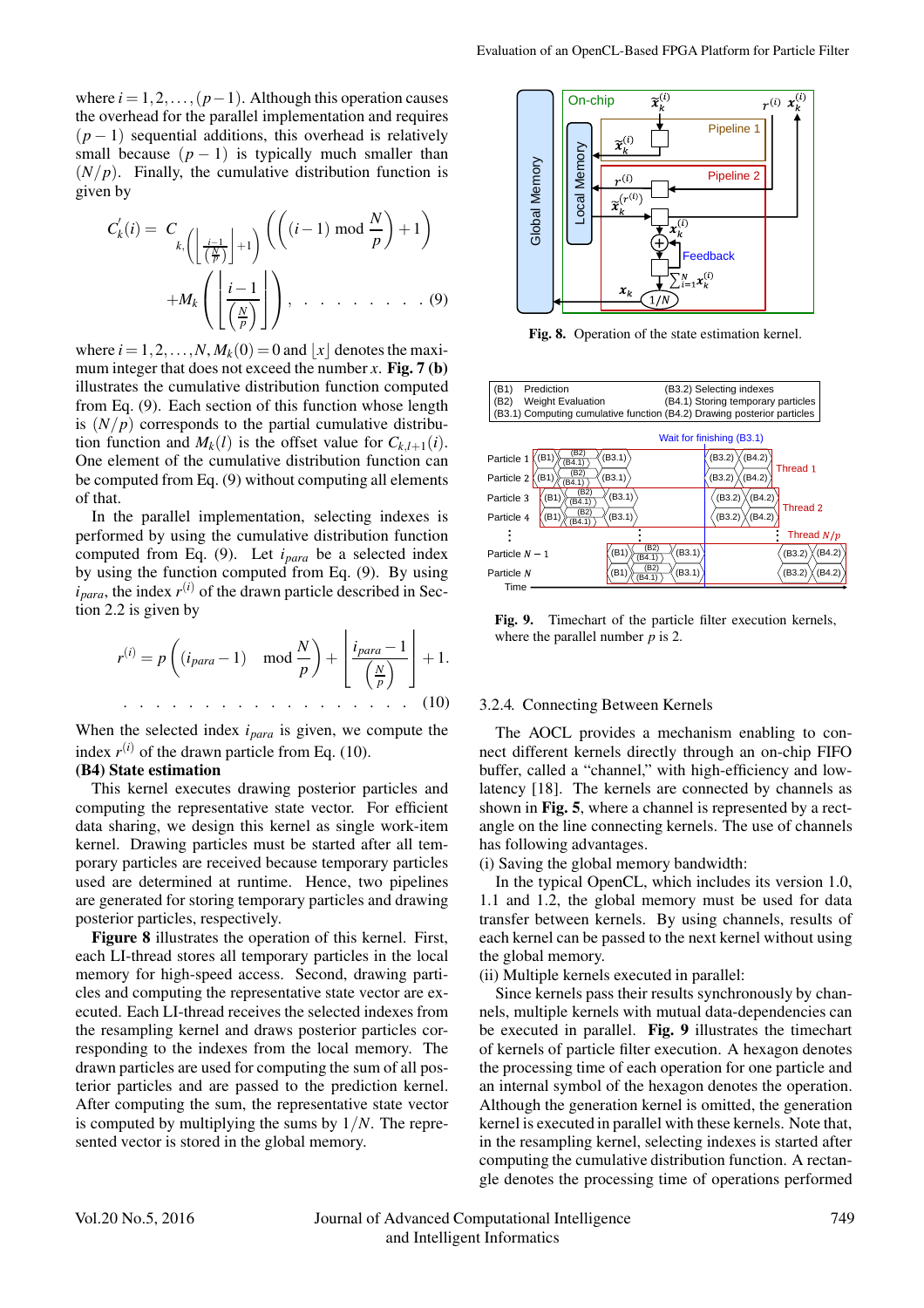where $i = 1, 2, \ldots, (p-1)$. Although this operation causes the overhead for the parallel implementation and requires $(p-1)$ sequential additions, this overhead is relatively small because $(p-1)$ is typically much smaller than $(N/p)$. Finally, the cumulative distribution function is given by

$$C'_k(i) = C_{k,\left(\left\lfloor \frac{i-1}{\left(\frac{N}{p}\right)} \right\rfloor + 1\right)}\left(\left((i-1) \bmod \frac{N}{p}\right) + 1\right) + M_k\left(\left\lfloor \frac{i-1}{\left(\frac{N}{p}\right)} \right\rfloor\right), \quad \ldots\ldots\ldots (9)$$

where $i = 1, 2, \ldots, N$, $M_k(0) = 0$ and $\lfloor x \rfloor$ denotes the maximum integer that does not exceed the number $x$. **Fig. 7 (b)** illustrates the cumulative distribution function computed from Eq. (9). Each section of this function whose length is $(N/p)$ corresponds to the partial cumulative distribution function and $M_k(l)$ is the offset value for $C_{k,l+1}(i)$. One element of the cumulative distribution function can be computed from Eq. (9) without computing all elements of that.

In the parallel implementation, selecting indexes is performed by using the cumulative distribution function computed from Eq. (9). Let $i_{para}$ be a selected index by using the function computed from Eq. (9). By using $i_{para}$, the index $r^{(i)}$ of the drawn particle described in Section 2.2 is given by

$$r^{(i)} = p\left((i_{para}-1) \mod \frac{N}{p}\right) + \left\lfloor \frac{i_{para}-1}{\left(\frac{N}{p}\right)} \right\rfloor + 1. \quad \ldots\ldots\ldots (10)$$

When the selected index $i_{para}$ is given, we compute the index $r^{(i)}$ of the drawn particle from Eq. (10).

**(B4) State estimation**

This kernel executes drawing posterior particles and computing the representative state vector. For efficient data sharing, we design this kernel as single work-item kernel. Drawing particles must be started after all temporary particles are received because temporary particles used are determined at runtime. Hence, two pipelines are generated for storing temporary particles and drawing posterior particles, respectively.

**Figure 8** illustrates the operation of this kernel. First, each LI-thread stores all temporary particles in the local memory for high-speed access. Second, drawing particles and computing the representative state vector are executed. Each LI-thread receives the selected indexes from the resampling kernel and draws posterior particles corresponding to the indexes from the local memory. The drawn particles are used for computing the sum of all posterior particles and are passed to the prediction kernel. After computing the sum, the representative state vector is computed by multiplying the sums by $1/N$. The represented vector is stored in the global memory.

Global Memory
On-chip
Local Memory
Pipeline 1
Pipeline 2
Feedback
$\tilde{x}_k^{(i)}$
$r^{(i)}$
$x_k^{(i)}$
$\tilde{x}_k^{(r^{(i)})}$
$\sum_{i=1}^{N} x_k^{(i)}$
$x_k$
$1/N$

**Fig. 8.** Operation of the state estimation kernel.

(B1) Prediction
(B2) Weight Evaluation
(B3.1) Computing cumulative function
(B3.2) Selecting indexes
(B4.1) Storing temporary particles
(B4.2) Drawing posterior particles
Wait for finishing (B3.1)
Particle 1
Particle 2
Particle 3
Particle 4
Particle $N-1$
Particle $N$
Time
Thread 1
Thread 2
Thread $N/p$

**Fig. 9.** Timechart of the particle filter execution kernels, where the parallel number $p$ is 2.

### 3.2.4. Connecting Between Kernels

The AOCL provides a mechanism enabling to connect different kernels directly through an on-chip FIFO buffer, called a "channel," with high-efficiency and low-latency [18]. The kernels are connected by channels as shown in **Fig. 5**, where a channel is represented by a rectangle on the line connecting kernels. The use of channels has following advantages.

(i) Saving the global memory bandwidth:

In the typical OpenCL, which includes its version 1.0, 1.1 and 1.2, the global memory must be used for data transfer between kernels. By using channels, results of each kernel can be passed to the next kernel without using the global memory.

(ii) Multiple kernels executed in parallel:

Since kernels pass their results synchronously by channels, multiple kernels with mutual data-dependencies can be executed in parallel. **Fig. 9** illustrates the timechart of kernels of particle filter execution. A hexagon denotes the processing time of each operation for one particle and an internal symbol of the hexagon denotes the operation. Although the generation kernel is omitted, the generation kernel is executed in parallel with these kernels. Note that, in the resampling kernel, selecting indexes is started after computing the cumulative distribution function. A rectangle denotes the processing time of operations performed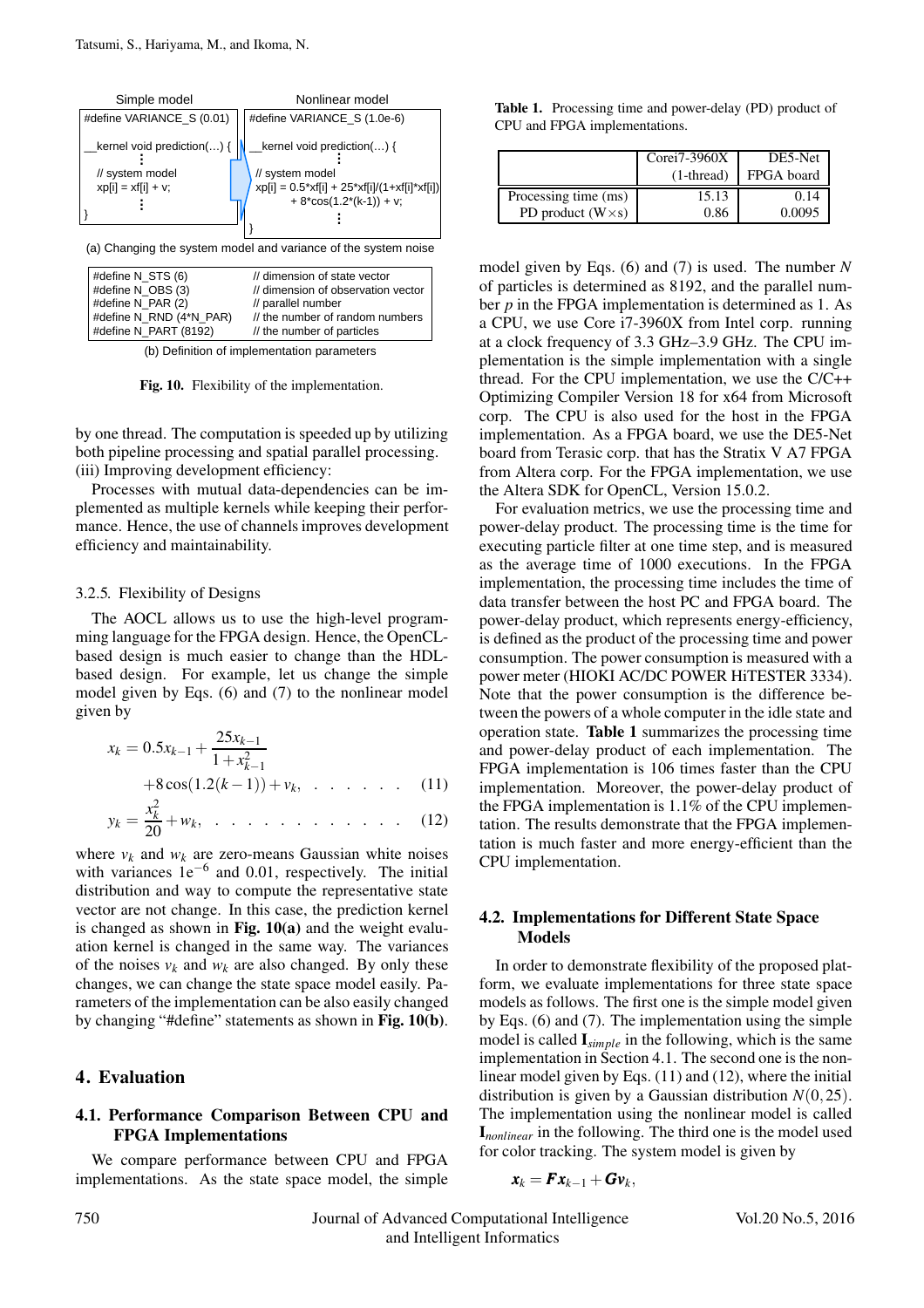Simple model

```
#define VARIANCE_S (0.01)

__kernel void prediction(…) {
    ⋮
  // system model
  xp[i] = xf[i] + v;
    ⋮
}
```

Nonlinear model

```
#define VARIANCE_S (1.0e-6)

__kernel void prediction(…) {
    ⋮
  // system model
  xp[i] = 0.5*xf[i] + 25*xf[i]/(1+xf[i]*xf[i])
         + 8*cos(1.2*(k-1)) + v;
    ⋮
}
```

(a) Changing the system model and variance of the system noise

```
#define N_STS (6)            // dimension of state vector
#define N_OBS (3)            // dimension of observation vector
#define N_PAR (2)            // parallel number
#define N_RND (4*N_PAR)      // the number of random numbers
#define N_PART (8192)        // the number of particles
```

(b) Definition of implementation parameters

**Fig. 10.** Flexibility of the implementation.

by one thread. The computation is speeded up by utilizing both pipeline processing and spatial parallel processing.
(iii) Improving development efficiency:

Processes with mutual data-dependencies can be implemented as multiple kernels while keeping their performance. Hence, the use of channels improves development efficiency and maintainability.

### 3.2.5. Flexibility of Designs

The AOCL allows us to use the high-level programming language for the FPGA design. Hence, the OpenCL-based design is much easier to change than the HDL-based design. For example, let us change the simple model given by Eqs. (6) and (7) to the nonlinear model given by

$$x_k = 0.5x_{k-1} + \frac{25x_{k-1}}{1+x_{k-1}^2} + 8\cos(1.2(k-1)) + v_k, \quad (11)$$

$$y_k = \frac{x_k^2}{20} + w_k, \quad (12)$$

where $v_k$ and $w_k$ are zero-means Gaussian white noises with variances $1e^{-6}$ and 0.01, respectively. The initial distribution and way to compute the representative state vector are not change. In this case, the prediction kernel is changed as shown in **Fig. 10(a)** and the weight evaluation kernel is changed in the same way. The variances of the noises $v_k$ and $w_k$ are also changed. By only these changes, we can change the state space model easily. Parameters of the implementation can be also easily changed by changing "#define" statements as shown in **Fig. 10(b)**.

## 4. Evaluation

### 4.1. Performance Comparison Between CPU and FPGA Implementations

We compare performance between CPU and FPGA implementations. As the state space model, the simple model given by Eqs. (6) and (7) is used. The number $N$ of particles is determined as 8192, and the parallel number $p$ in the FPGA implementation is determined as 1. As a CPU, we use Core i7-3960X from Intel corp. running at a clock frequency of 3.3 GHz–3.9 GHz. The CPU implementation is the simple implementation with a single thread. For the CPU implementation, we use the C/C++ Optimizing Compiler Version 18 for x64 from Microsoft corp. The CPU is also used for the host in the FPGA implementation. As a FPGA board, we use the DE5-Net board from Terasic corp. that has the Stratix V A7 FPGA from Altera corp. For the FPGA implementation, we use the Altera SDK for OpenCL, Version 15.0.2.

For evaluation metrics, we use the processing time and power-delay product. The processing time is the time for executing particle filter at one time step, and is measured as the average time of 1000 executions. In the FPGA implementation, the processing time includes the time of data transfer between the host PC and FPGA board. The power-delay product, which represents energy-efficiency, is defined as the product of the processing time and power consumption. The power consumption is measured with a power meter (HIOKI AC/DC POWER HiTESTER 3334). Note that the power consumption is the difference between the powers of a whole computer in the idle state and operation state. **Table 1** summarizes the processing time and power-delay product of each implementation. The FPGA implementation is 106 times faster than the CPU implementation. Moreover, the power-delay product of the FPGA implementation is 1.1% of the CPU implementation. The results demonstrate that the FPGA implementation is much faster and more energy-efficient than the CPU implementation.

**Table 1.** Processing time and power-delay (PD) product of CPU and FPGA implementations.

| | Corei7-3960X (1-thread) | DE5-Net FPGA board |
|---|---|---|
| Processing time (ms) | 15.13 | 0.14 |
| PD product (W×s) | 0.86 | 0.0095 |

### 4.2. Implementations for Different State Space Models

In order to demonstrate flexibility of the proposed platform, we evaluate implementations for three state space models as follows. The first one is the simple model given by Eqs. (6) and (7). The implementation using the simple model is called $\mathbf{I}_{simple}$ in the following, which is the same implementation in Section 4.1. The second one is the nonlinear model given by Eqs. (11) and (12), where the initial distribution is given by a Gaussian distribution $N(0,25)$. The implementation using the nonlinear model is called $\mathbf{I}_{nonlinear}$ in the following. The third one is the model used for color tracking. The system model is given by

$$\boldsymbol{x}_k = \boldsymbol{F}\boldsymbol{x}_{k-1} + \boldsymbol{G}\boldsymbol{v}_k,$$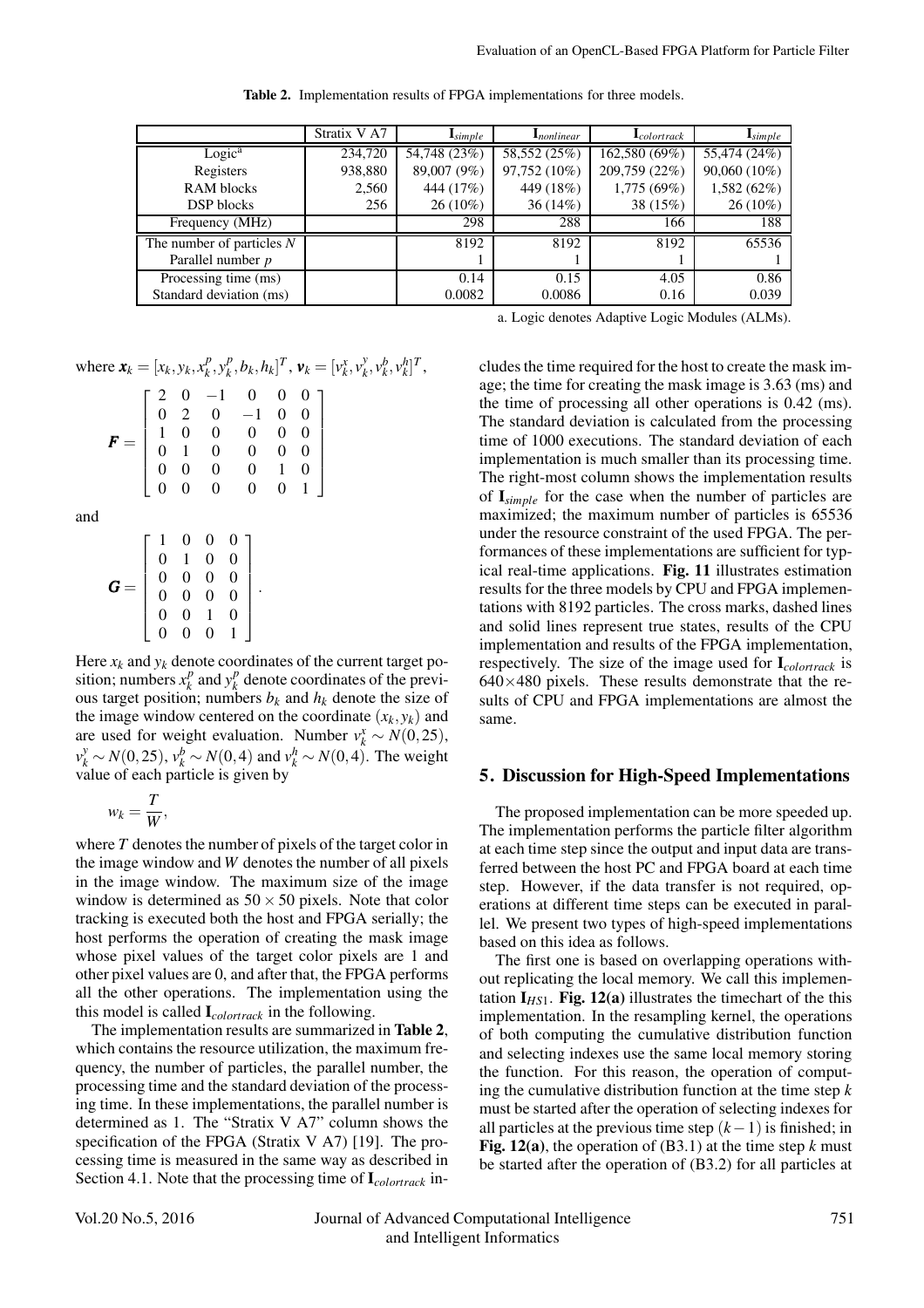**Table 2.** Implementation results of FPGA implementations for three models.

| | Stratix V A7 | $\mathbf{I}_{simple}$ | $\mathbf{I}_{nonlinear}$ | $\mathbf{I}_{colortrack}$ | $\mathbf{I}_{simple}$ |
|---|---|---|---|---|---|
| Logic[a] | 234,720 | 54,748 (23%) | 58,552 (25%) | 162,580 (69%) | 55,474 (24%) |
| Registers | 938,880 | 89,007 (9%) | 97,752 (10%) | 209,759 (22%) | 90,060 (10%) |
| RAM blocks | 2,560 | 444 (17%) | 449 (18%) | 1,775 (69%) | 1,582 (62%) |
| DSP blocks | 256 | 26 (10%) | 36 (14%) | 38 (15%) | 26 (10%) |
| Frequency (MHz) | | 298 | 288 | 166 | 188 |
| The number of particles $N$ | | 8192 | 8192 | 8192 | 65536 |
| Parallel number $p$ | | 1 | 1 | 1 | 1 |
| Processing time (ms) | | 0.14 | 0.15 | 4.05 | 0.86 |
| Standard deviation (ms) | | 0.0082 | 0.0086 | 0.16 | 0.039 |

a. Logic denotes Adaptive Logic Modules (ALMs).

where $\boldsymbol{x}_k = [x_k, y_k, x_k^p, y_k^p, b_k, h_k]^T$, $\boldsymbol{v}_k = [v_k^x, v_k^y, v_k^b, v_k^h]^T$,

$$\boldsymbol{F} = \begin{bmatrix} 2 & 0 & -1 & 0 & 0 & 0 \\ 0 & 2 & 0 & -1 & 0 & 0 \\ 1 & 0 & 0 & 0 & 0 & 0 \\ 0 & 1 & 0 & 0 & 0 & 0 \\ 0 & 0 & 0 & 0 & 1 & 0 \\ 0 & 0 & 0 & 0 & 0 & 1 \end{bmatrix}$$

and

$$\boldsymbol{G} = \begin{bmatrix} 1 & 0 & 0 & 0 \\ 0 & 1 & 0 & 0 \\ 0 & 0 & 0 & 0 \\ 0 & 0 & 0 & 0 \\ 0 & 0 & 1 & 0 \\ 0 & 0 & 0 & 1 \end{bmatrix}.$$

Here $x_k$ and $y_k$ denote coordinates of the current target position; numbers $x_k^p$ and $y_k^p$ denote coordinates of the previous target position; numbers $b_k$ and $h_k$ denote the size of the image window centered on the coordinate $(x_k, y_k)$ and are used for weight evaluation. Number $v_k^x \sim N(0,25)$, $v_k^y \sim N(0,25)$, $v_k^b \sim N(0,4)$ and $v_k^h \sim N(0,4)$. The weight value of each particle is given by

$$w_k = \frac{T}{W},$$

where $T$ denotes the number of pixels of the target color in the image window and $W$ denotes the number of all pixels in the image window. The maximum size of the image window is determined as $50 \times 50$ pixels. Note that color tracking is executed both the host and FPGA serially; the host performs the operation of creating the mask image whose pixel values of the target color pixels are 1 and other pixel values are 0, and after that, the FPGA performs all the other operations. The implementation using the this model is called $\mathbf{I}_{colortrack}$ in the following.

The implementation results are summarized in **Table 2**, which contains the resource utilization, the maximum frequency, the number of particles, the parallel number, the processing time and the standard deviation of the processing time. In these implementations, the parallel number is determined as 1. The "Stratix V A7" column shows the specification of the FPGA (Stratix V A7) [19]. The processing time is measured in the same way as described in Section 4.1. Note that the processing time of $\mathbf{I}_{colortrack}$ includes the time required for the host to create the mask image; the time for creating the mask image is 3.63 (ms) and the time of processing all other operations is 0.42 (ms). The standard deviation is calculated from the processing time of 1000 executions. The standard deviation of each implementation is much smaller than its processing time. The right-most column shows the implementation results of $\mathbf{I}_{simple}$ for the case when the number of particles are maximized; the maximum number of particles is 65536 under the resource constraint of the used FPGA. The performances of these implementations are sufficient for typical real-time applications. **Fig. 11** illustrates estimation results for the three models by CPU and FPGA implementations with 8192 particles. The cross marks, dashed lines and solid lines represent true states, results of the CPU implementation and results of the FPGA implementation, respectively. The size of the image used for $\mathbf{I}_{colortrack}$ is $640 \times 480$ pixels. These results demonstrate that the results of CPU and FPGA implementations are almost the same.

## 5. Discussion for High-Speed Implementations

The proposed implementation can be more speeded up. The implementation performs the particle filter algorithm at each time step since the output and input data are transferred between the host PC and FPGA board at each time step. However, if the data transfer is not required, operations at different time steps can be executed in parallel. We present two types of high-speed implementations based on this idea as follows.

The first one is based on overlapping operations without replicating the local memory. We call this implementation $\mathbf{I}_{HS1}$. **Fig. 12(a)** illustrates the timechart of the this implementation. In the resampling kernel, the operations of both computing the cumulative distribution function and selecting indexes use the same local memory storing the function. For this reason, the operation of computing the cumulative distribution function at the time step $k$ must be started after the operation of selecting indexes for all particles at the previous time step $(k-1)$ is finished; in **Fig. 12(a)**, the operation of (B3.1) at the time step $k$ must be started after the operation of (B3.2) for all particles at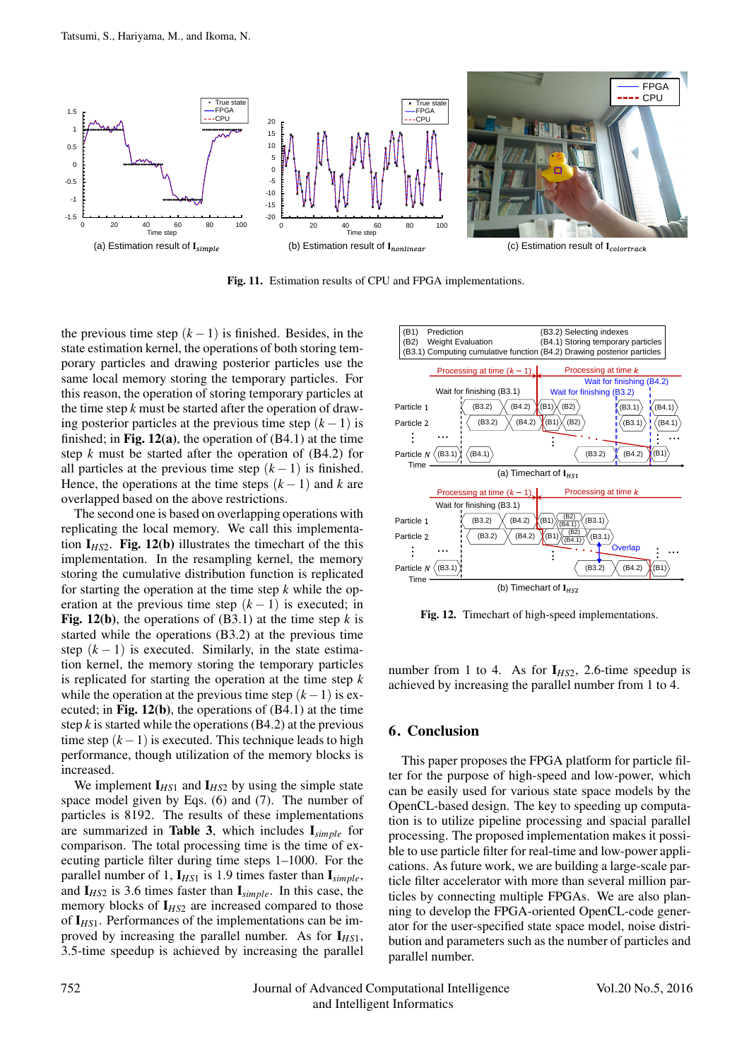(a) Estimation result of $\mathbf{I}_{simple}$

(b) Estimation result of $\mathbf{I}_{nonlinear}$

(c) Estimation result of $\mathbf{I}_{colortrack}$

**Fig. 11.** Estimation results of CPU and FPGA implementations.

the previous time step $(k-1)$ is finished. Besides, in the state estimation kernel, the operations of both storing temporary particles and drawing posterior particles use the same local memory storing the temporary particles. For this reason, the operation of storing temporary particles at the time step $k$ must be started after the operation of drawing posterior particles at the previous time step $(k-1)$ is finished; in **Fig. 12(a)**, the operation of (B4.1) at the time step $k$ must be started after the operation of (B4.2) for all particles at the previous time step $(k-1)$ is finished. Hence, the operations at the time steps $(k-1)$ and $k$ are overlapped based on the above restrictions.

The second one is based on overlapping operations with replicating the local memory. We call this implementation $\mathbf{I}_{HS2}$. **Fig. 12(b)** illustrates the timechart of the this implementation. In the resampling kernel, the memory storing the cumulative distribution function is replicated for starting the operation at the time step $k$ while the operation at the previous time step $(k-1)$ is executed; in **Fig. 12(b)**, the operations of (B3.1) at the time step $k$ is started while the operations (B3.2) at the previous time step $(k-1)$ is executed. Similarly, in the state estimation kernel, the memory storing the temporary particles is replicated for starting the operation at the time step $k$ while the operation at the previous time step $(k-1)$ is executed; in **Fig. 12(b)**, the operations of (B4.1) at the time step $k$ is started while the operations (B4.2) at the previous time step $(k-1)$ is executed. This technique leads to high performance, though utilization of the memory blocks is increased.

We implement $\mathbf{I}_{HS1}$ and $\mathbf{I}_{HS2}$ by using the simple state space model given by Eqs. (6) and (7). The number of particles is 8192. The results of these implementations are summarized in **Table 3**, which includes $\mathbf{I}_{simple}$ for comparison. The total processing time is the time of executing particle filter during time steps 1–1000. For the parallel number of 1, $\mathbf{I}_{HS1}$ is 1.9 times faster than $\mathbf{I}_{simple}$, and $\mathbf{I}_{HS2}$ is 3.6 times faster than $\mathbf{I}_{simple}$. In this case, the memory blocks of $\mathbf{I}_{HS2}$ are increased compared to those of $\mathbf{I}_{HS1}$. Performances of the implementations can be improved by increasing the parallel number. As for $\mathbf{I}_{HS1}$, 3.5-time speedup is achieved by increasing the parallel number from 1 to 4. As for $\mathbf{I}_{HS2}$, 2.6-time speedup is achieved by increasing the parallel number from 1 to 4.

(B1) Prediction
(B2) Weight Evaluation
(B3.1) Computing cumulative function
(B3.2) Selecting indexes
(B4.1) Storing temporary particles
(B4.2) Drawing posterior particles

(a) Timechart of $\mathbf{I}_{HS1}$

(b) Timechart of $\mathbf{I}_{HS2}$

**Fig. 12.** Timechart of high-speed implementations.

## 6. Conclusion

This paper proposes the FPGA platform for particle filter for the purpose of high-speed and low-power, which can be easily used for various state space models by the OpenCL-based design. The key to speeding up computation is to utilize pipeline processing and spacial parallel processing. The proposed implementation makes it possible to use particle filter for real-time and low-power applications. As future work, we are building a large-scale particle filter accelerator with more than several million particles by connecting multiple FPGAs. We are also planning to develop the FPGA-oriented OpenCL-code generator for the user-specified state space model, noise distribution and parameters such as the number of particles and parallel number.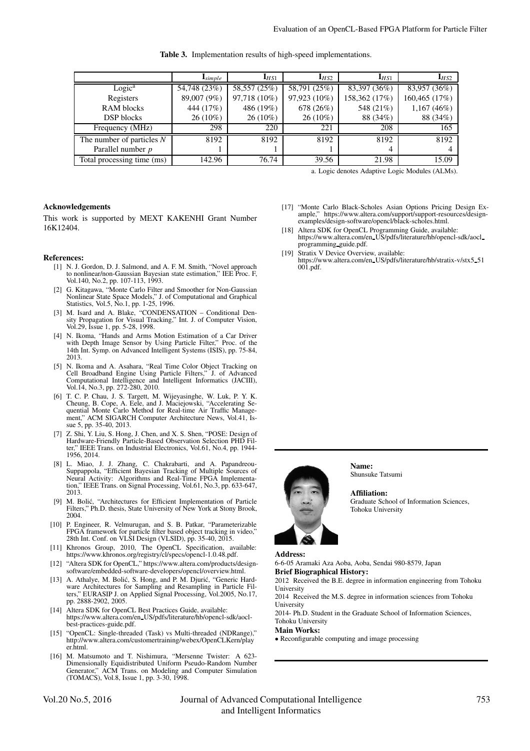**Table 3.** Implementation results of high-speed implementations.

| | $\mathbf{I}_{simple}$ | $\mathbf{I}_{HS1}$ | $\mathbf{I}_{HS2}$ | $\mathbf{I}_{HS1}$ | $\mathbf{I}_{HS2}$ |
|---|---|---|---|---|---|
| Logic[a] | 54,748 (23%) | 58,557 (25%) | 58,791 (25%) | 83,397 (36%) | 83,957 (36%) |
| Registers | 89,007 (9%) | 97,718 (10%) | 97,923 (10%) | 158,362 (17%) | 160,465 (17%) |
| RAM blocks | 444 (17%) | 486 (19%) | 678 (26%) | 548 (21%) | 1,167 (46%) |
| DSP blocks | 26 (10%) | 26 (10%) | 26 (10%) | 88 (34%) | 88 (34%) |
| Frequency (MHz) | 298 | 220 | 221 | 208 | 165 |
| The number of particles $N$ | 8192 | 8192 | 8192 | 8192 | 8192 |
| Parallel number $p$ | 1 | 1 | 1 | 4 | 4 |
| Total processing time (ms) | 142.96 | 76.74 | 39.56 | 21.98 | 15.09 |

a. Logic denotes Adaptive Logic Modules (ALMs).

**Acknowledgements**

This work is supported by MEXT KAKENHI Grant Number 16K12404.

**References:**

[1] N. J. Gordon, D. J. Salmond, and A. F. M. Smith, "Novel approach to nonlinear/non-Gaussian Bayesian state estimation," IEE Proc. F, Vol.140, No.2, pp. 107-113, 1993.

[2] G. Kitagawa, "Monte Carlo Filter and Smoother for Non-Gaussian Nonlinear State Space Models," J. of Computational and Graphical Statistics, Vol.5, No.1, pp. 1-25, 1996.

[3] M. Isard and A. Blake, "CONDENSATION – Conditional Density Propagation for Visual Tracking," Int. J. of Computer Vision, Vol.29, Issue 1, pp. 5-28, 1998.

[4] N. Ikoma, "Hands and Arms Motion Estimation of a Car Driver with Depth Image Sensor by Using Particle Filter," Proc. of the 14th Int. Symp. on Advanced Intelligent Systems (ISIS), pp. 75-84, 2013.

[5] N. Ikoma and A. Asahara, "Real Time Color Object Tracking on Cell Broadband Engine Using Particle Filters," J. of Advanced Computational Intelligence and Intelligent Informatics (JACIII), Vol.14, No.3, pp. 272-280, 2010.

[6] T. C. P. Chau, J. S. Targett, M. Wijeyasinghe, W. Luk, P. Y. K. Cheung, B. Cope, A. Eele, and J. Maciejowski, "Accelerating Sequential Monte Carlo Method for Real-time Air Traffic Management," ACM SIGARCH Computer Architecture News, Vol.41, Issue 5, pp. 35-40, 2013.

[7] Z. Shi, Y. Liu, S. Hong, J. Chen, and X. S. Shen, "POSE: Design of Hardware-Friendly Particle-Based Observation Selection PHD Filter," IEEE Trans. on Industrial Electronics, Vol.61, No.4, pp. 1944-1956, 2014.

[8] L. Miao, J. J. Zhang, C. Chakrabarti, and A. Papandreou-Suppappola, "Efficient Bayesian Tracking of Multiple Sources of Neural Activity: Algorithms and Real-Time FPGA Implementation," IEEE Trans. on Signal Processing, Vol.61, No.3, pp. 633-647, 2013.

[9] M. Bolić, "Architectures for Efficient Implementation of Particle Filters," Ph.D. thesis, State University of New York at Stony Brook, 2004.

[10] P. Engineer, R. Velmurugan, and S. B. Patkar, "Parameterizable FPGA framework for particle filter based object tracking in video," 28th Int. Conf. on VLSI Design (VLSID), pp. 35-40, 2015.

[11] Khronos Group, 2010, The OpenCL Specification, available: https://www.khronos.org/registry/cl/specs/opencl-1.0.48.pdf.

[12] "Altera SDK for OpenCL," https://www.altera.com/products/design-software/embedded-software-developers/opencl/overview.html.

[13] A. Athalye, M. Bolić, S. Hong, and P. M. Djurić, "Generic Hardware Architectures for Sampling and Resampling in Particle Filters," EURASIP J. on Applied Signal Processing, Vol.2005, No.17, pp. 2888-2902, 2005.

[14] Altera SDK for OpenCL Best Practices Guide, available: https://www.altera.com/en_US/pdfs/literature/hb/opencl-sdk/aocl-best-practices-guide.pdf.

[15] "OpenCL: Single-threaded (Task) vs Multi-threaded (NDRange)," http://www.altera.com/customertraining/webex/OpenCLKern/player.html.

[16] M. Matsumoto and T. Nishimura, "Mersenne Twister: A 623-Dimensionally Equidistributed Uniform Pseudo-Random Number Generator," ACM Trans. on Modeling and Computer Simulation (TOMACS), Vol.8, Issue 1, pp. 3-30, 1998.

[17] "Monte Carlo Black-Scholes Asian Options Pricing Design Example," https://www.altera.com/support/support-resources/design-examples/design-software/opencl/black-scholes.html.

[18] Altera SDK for OpenCL Programming Guide, available: https://www.altera.com/en_US/pdfs/literature/hb/opencl-sdk/aocl_programming_guide.pdf.

[19] Stratix V Device Overview, available: https://www.altera.com/en_US/pdfs/literature/hb/stratix-v/stx5_51001.pdf.

**Name:**
Shunsuke Tatsumi

**Affiliation:**
Graduate School of Information Sciences, Tohoku University

**Address:**
6-6-05 Aramaki Aza Aoba, Aoba, Sendai 980-8579, Japan

**Brief Biographical History:**
2012 Received the B.E. degree in information engineering from Tohoku University
2014 Received the M.S. degree in information sciences from Tohoku University
2014- Ph.D. Student in the Graduate School of Information Sciences, Tohoku University

**Main Works:**
- Reconfigurable computing and image processing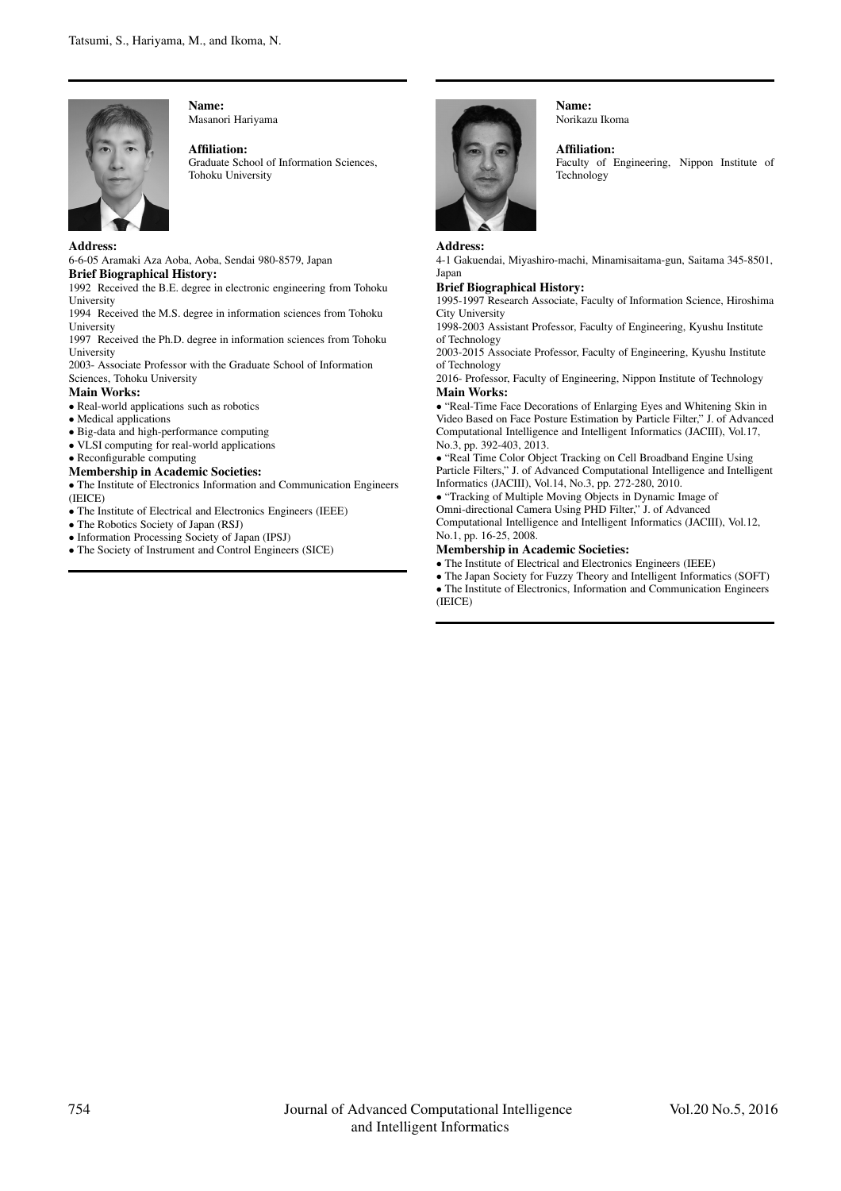**Name:**
Masanori Hariyama

**Affiliation:**
Graduate School of Information Sciences, Tohoku University

**Address:**
6-6-05 Aramaki Aza Aoba, Aoba, Sendai 980-8579, Japan

**Brief Biographical History:**

1992 Received the B.E. degree in electronic engineering from Tohoku University

1994 Received the M.S. degree in information sciences from Tohoku University

1997 Received the Ph.D. degree in information sciences from Tohoku University

2003- Associate Professor with the Graduate School of Information Sciences, Tohoku University

**Main Works:**

- Real-world applications such as robotics
- Medical applications
- Big-data and high-performance computing
- VLSI computing for real-world applications
- Reconfigurable computing

**Membership in Academic Societies:**

- The Institute of Electronics Information and Communication Engineers (IEICE)
- The Institute of Electrical and Electronics Engineers (IEEE)
- The Robotics Society of Japan (RSJ)
- Information Processing Society of Japan (IPSJ)
- The Society of Instrument and Control Engineers (SICE)

---

**Name:**
Norikazu Ikoma

**Affiliation:**
Faculty of Engineering, Nippon Institute of Technology

**Address:**
4-1 Gakuendai, Miyashiro-machi, Minamisaitama-gun, Saitama 345-8501, Japan

**Brief Biographical History:**

1995-1997 Research Associate, Faculty of Information Science, Hiroshima City University

1998-2003 Assistant Professor, Faculty of Engineering, Kyushu Institute of Technology

2003-2015 Associate Professor, Faculty of Engineering, Kyushu Institute of Technology

2016- Professor, Faculty of Engineering, Nippon Institute of Technology

**Main Works:**

- "Real-Time Face Decorations of Enlarging Eyes and Whitening Skin in Video Based on Face Posture Estimation by Particle Filter," J. of Advanced Computational Intelligence and Intelligent Informatics (JACIII), Vol.17, No.3, pp. 392-403, 2013.
- "Real Time Color Object Tracking on Cell Broadband Engine Using Particle Filters," J. of Advanced Computational Intelligence and Intelligent Informatics (JACIII), Vol.14, No.3, pp. 272-280, 2010.
- "Tracking of Multiple Moving Objects in Dynamic Image of Omni-directional Camera Using PHD Filter," J. of Advanced Computational Intelligence and Intelligent Informatics (JACIII), Vol.12, No.1, pp. 16-25, 2008.

**Membership in Academic Societies:**

- The Institute of Electrical and Electronics Engineers (IEEE)
- The Japan Society for Fuzzy Theory and Intelligent Informatics (SOFT)
- The Institute of Electronics, Information and Communication Engineers (IEICE)